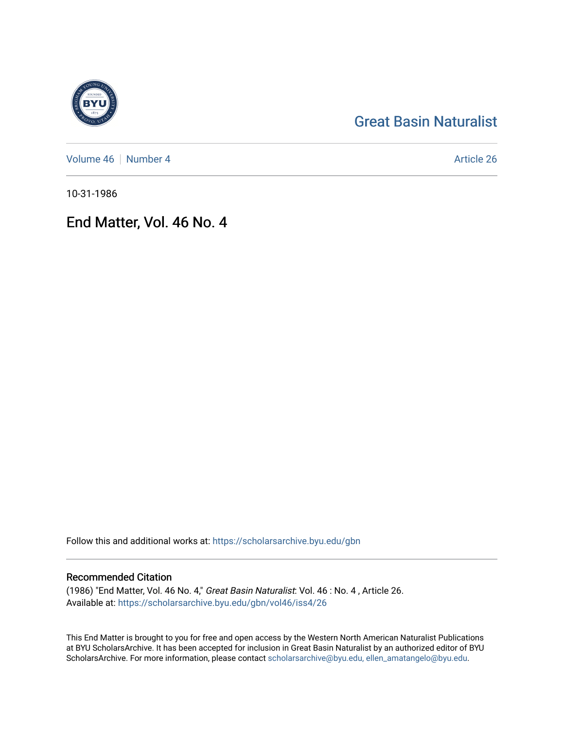Great Basin Naturalist

Volume 46 | Number 4 | Article 26

10-31-1986

# End Matter, Vol. 46 No. 4

Follow this and additional works at: https://scholarsarchive.byu.edu/gbn

## Recommended Citation

(1986) "End Matter, Vol. 46 No. 4," *Great Basin Naturalist*: Vol. 46 : No. 4 , Article 26.
Available at: https://scholarsarchive.byu.edu/gbn/vol46/iss4/26

This End Matter is brought to you for free and open access by the Western North American Naturalist Publications at BYU ScholarsArchive. It has been accepted for inclusion in Great Basin Naturalist by an authorized editor of BYU ScholarsArchive. For more information, please contact scholarsarchive@byu.edu, ellen_amatangelo@byu.edu.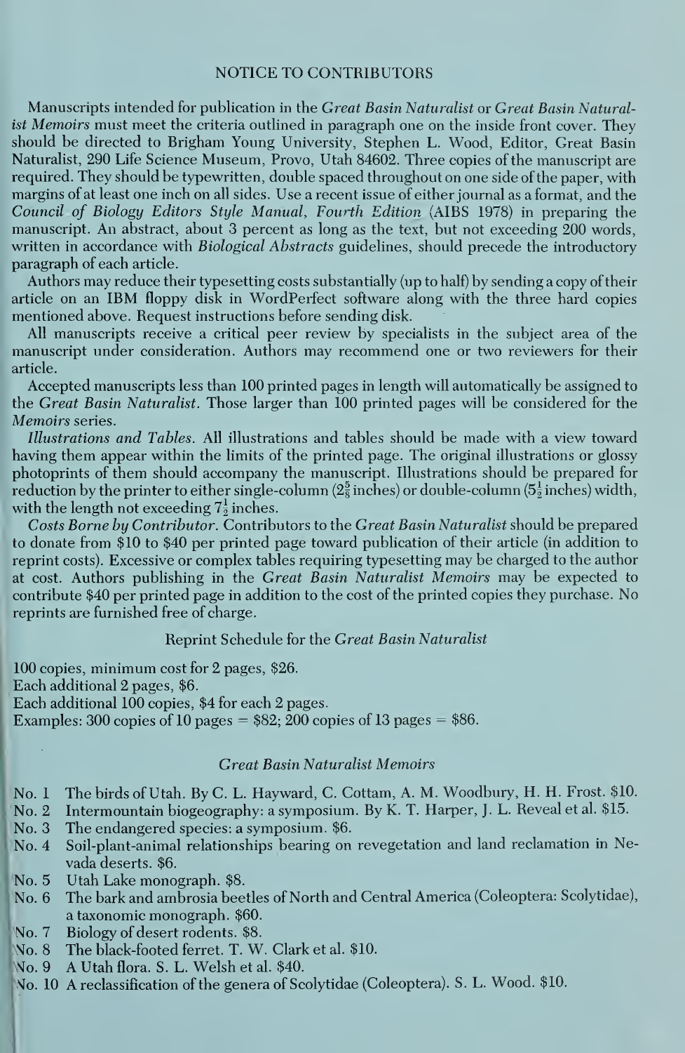## NOTICE TO CONTRIBUTORS

Manuscripts intended for publication in the *Great Basin Naturalist* or *Great Basin Naturalist Memoirs* must meet the criteria outlined in paragraph one on the inside front cover. They should be directed to Brigham Young University, Stephen L. Wood, Editor, Great Basin Naturalist, 290 Life Science Museum, Provo, Utah 84602. Three copies of the manuscript are required. They should be typewritten, double spaced throughout on one side of the paper, with margins of at least one inch on all sides. Use a recent issue of either journal as a format, and the *Council of Biology Editors Style Manual, Fourth Edition* (AIBS 1978) in preparing the manuscript. An abstract, about 3 percent as long as the text, but not exceeding 200 words, written in accordance with *Biological Abstracts* guidelines, should precede the introductory paragraph of each article.

Authors may reduce their typesetting costs substantially (up to half) by sending a copy of their article on an IBM floppy disk in WordPerfect software along with the three hard copies mentioned above. Request instructions before sending disk.

All manuscripts receive a critical peer review by specialists in the subject area of the manuscript under consideration. Authors may recommend one or two reviewers for their article.

Accepted manuscripts less than 100 printed pages in length will automatically be assigned to the *Great Basin Naturalist*. Those larger than 100 printed pages will be considered for the *Memoirs* series.

*Illustrations and Tables.* All illustrations and tables should be made with a view toward having them appear within the limits of the printed page. The original illustrations or glossy photoprints of them should accompany the manuscript. Illustrations should be prepared for reduction by the printer to either single-column ($2\frac{5}{8}$ inches) or double-column ($5\frac{1}{2}$ inches) width, with the length not exceeding $7\frac{1}{2}$ inches.

*Costs Borne by Contributor.* Contributors to the *Great Basin Naturalist* should be prepared to donate from $10 to $40 per printed page toward publication of their article (in addition to reprint costs). Excessive or complex tables requiring typesetting may be charged to the author at cost. Authors publishing in the *Great Basin Naturalist Memoirs* may be expected to contribute $40 per printed page in addition to the cost of the printed copies they purchase. No reprints are furnished free of charge.

### Reprint Schedule for the *Great Basin Naturalist*

100 copies, minimum cost for 2 pages, $26.
Each additional 2 pages, $6.
Each additional 100 copies, $4 for each 2 pages.
Examples: 300 copies of 10 pages = $82; 200 copies of 13 pages = $86.

### *Great Basin Naturalist Memoirs*

No. 1 The birds of Utah. By C. L. Hayward, C. Cottam, A. M. Woodbury, H. H. Frost. $10.
No. 2 Intermountain biogeography: a symposium. By K. T. Harper, J. L. Reveal et al. $15.
No. 3 The endangered species: a symposium. $6.
No. 4 Soil-plant-animal relationships bearing on revegetation and land reclamation in Nevada deserts. $6.
No. 5 Utah Lake monograph. $8.
No. 6 The bark and ambrosia beetles of North and Central America (Coleoptera: Scolytidae), a taxonomic monograph. $60.
No. 7 Biology of desert rodents. $8.
No. 8 The black-footed ferret. T. W. Clark et al. $10.
No. 9 A Utah flora. S. L. Welsh et al. $40.
No. 10 A reclassification of the genera of Scolytidae (Coleoptera). S. L. Wood. $10.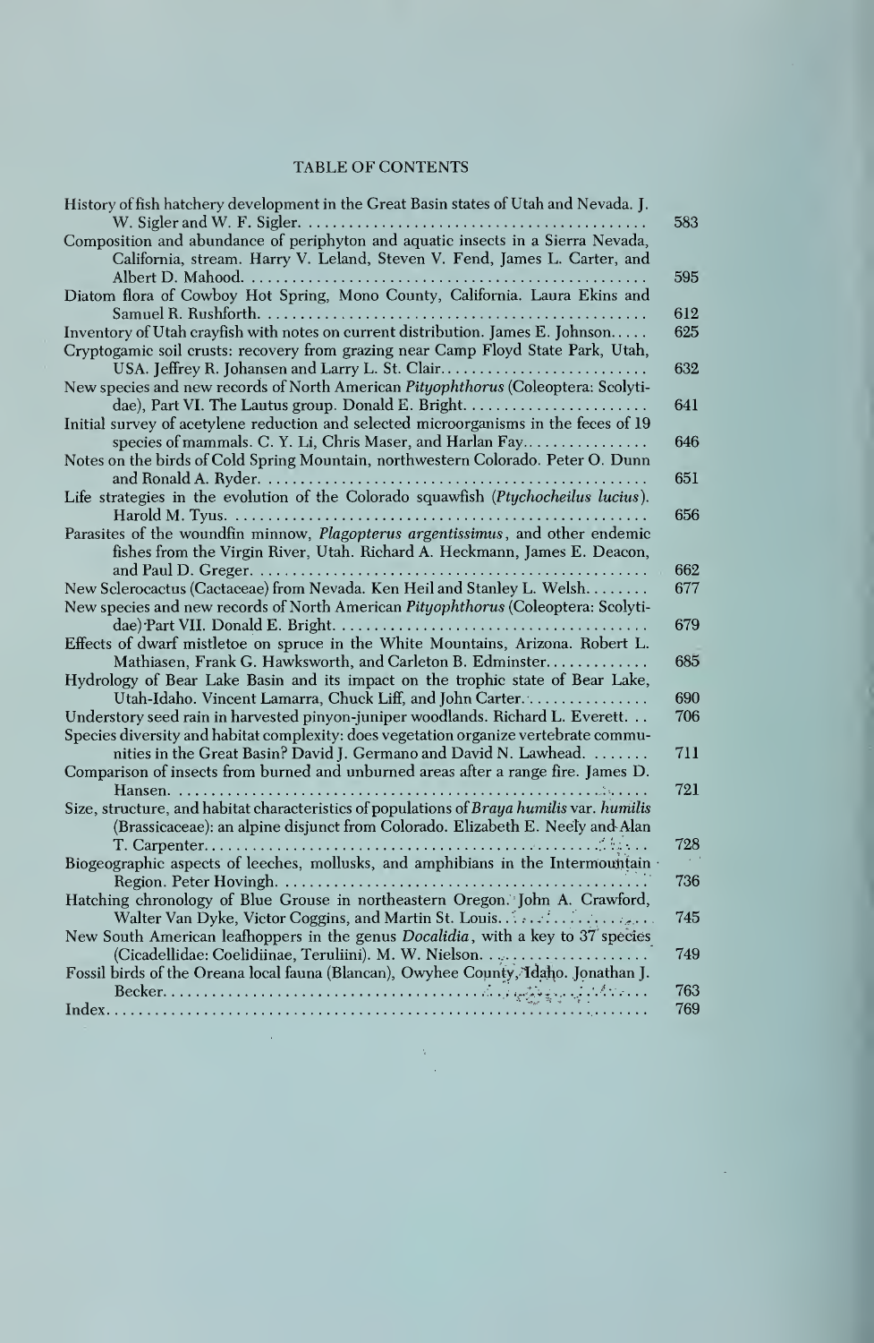## TABLE OF CONTENTS

History of fish hatchery development in the Great Basin states of Utah and Nevada. J. W. Sigler and W. F. Sigler. 583

Composition and abundance of periphyton and aquatic insects in a Sierra Nevada, California, stream. Harry V. Leland, Steven V. Fend, James L. Carter, and Albert D. Mahood. 595

Diatom flora of Cowboy Hot Spring, Mono County, California. Laura Ekins and Samuel R. Rushforth. 612

Inventory of Utah crayfish with notes on current distribution. James E. Johnson. 625

Cryptogamic soil crusts: recovery from grazing near Camp Floyd State Park, Utah, USA. Jeffrey R. Johansen and Larry L. St. Clair. 632

New species and new records of North American *Pityophthorus* (Coleoptera: Scolytidae), Part VI. The Lautus group. Donald E. Bright. 641

Initial survey of acetylene reduction and selected microorganisms in the feces of 19 species of mammals. C. Y. Li, Chris Maser, and Harlan Fay. 646

Notes on the birds of Cold Spring Mountain, northwestern Colorado. Peter O. Dunn and Ronald A. Ryder. 651

Life strategies in the evolution of the Colorado squawfish (*Ptychocheilus lucius*). Harold M. Tyus. 656

Parasites of the woundfin minnow, *Plagopterus argentissimus*, and other endemic fishes from the Virgin River, Utah. Richard A. Heckmann, James E. Deacon, and Paul D. Greger. 662

New Sclerocactus (Cactaceae) from Nevada. Ken Heil and Stanley L. Welsh. 677

New species and new records of North American *Pityophthorus* (Coleoptera: Scolytidae) Part VII. Donald E. Bright. 679

Effects of dwarf mistletoe on spruce in the White Mountains, Arizona. Robert L. Mathiasen, Frank G. Hawksworth, and Carleton B. Edminster. 685

Hydrology of Bear Lake Basin and its impact on the trophic state of Bear Lake, Utah-Idaho. Vincent Lamarra, Chuck Liff, and John Carter. 690

Understory seed rain in harvested pinyon-juniper woodlands. Richard L. Everett. 706

Species diversity and habitat complexity: does vegetation organize vertebrate communities in the Great Basin? David J. Germano and David N. Lawhead. 711

Comparison of insects from burned and unburned areas after a range fire. James D. Hansen. 721

Size, structure, and habitat characteristics of populations of *Braya humilis* var. *humilis* (Brassicaceae): an alpine disjunct from Colorado. Elizabeth E. Neely and Alan T. Carpenter. 728

Biogeographic aspects of leeches, mollusks, and amphibians in the Intermountain Region. Peter Hovingh. 736

Hatching chronology of Blue Grouse in northeastern Oregon. John A. Crawford, Walter Van Dyke, Victor Coggins, and Martin St. Louis. 745

New South American leafhoppers in the genus *Docalidia*, with a key to 37 species (Cicadellidae: Coelidiinae, Teruliini). M. W. Nielson. 749

Fossil birds of the Oreana local fauna (Blancan), Owyhee County, Idaho. Jonathan J. Becker. 763

Index. 769